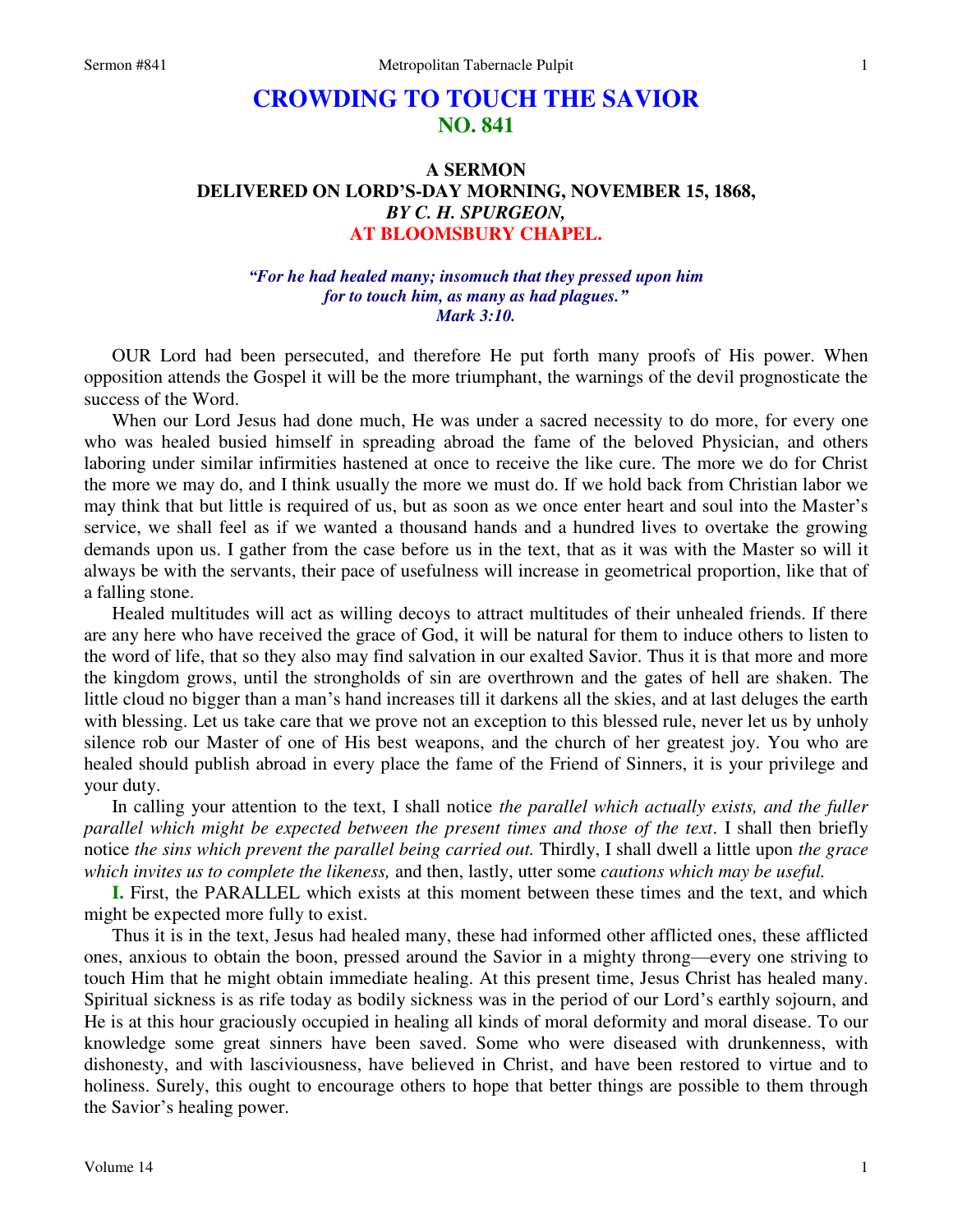# CROWDING TO TOUCH THE SAVIOR
## NO. 841

### A SERMON
### DELIVERED ON LORD'S-DAY MORNING, NOVEMBER 15, 1868,
### *BY C. H. SPURGEON,*
### AT BLOOMSBURY CHAPEL.

*"For he had healed many; insomuch that they pressed upon him for to touch him, as many as had plagues." Mark 3:10.*

OUR Lord had been persecuted, and therefore He put forth many proofs of His power. When opposition attends the Gospel it will be the more triumphant, the warnings of the devil prognosticate the success of the Word.

When our Lord Jesus had done much, He was under a sacred necessity to do more, for every one who was healed busied himself in spreading abroad the fame of the beloved Physician, and others laboring under similar infirmities hastened at once to receive the like cure. The more we do for Christ the more we may do, and I think usually the more we must do. If we hold back from Christian labor we may think that but little is required of us, but as soon as we once enter heart and soul into the Master's service, we shall feel as if we wanted a thousand hands and a hundred lives to overtake the growing demands upon us. I gather from the case before us in the text, that as it was with the Master so will it always be with the servants, their pace of usefulness will increase in geometrical proportion, like that of a falling stone.

Healed multitudes will act as willing decoys to attract multitudes of their unhealed friends. If there are any here who have received the grace of God, it will be natural for them to induce others to listen to the word of life, that so they also may find salvation in our exalted Savior. Thus it is that more and more the kingdom grows, until the strongholds of sin are overthrown and the gates of hell are shaken. The little cloud no bigger than a man's hand increases till it darkens all the skies, and at last deluges the earth with blessing. Let us take care that we prove not an exception to this blessed rule, never let us by unholy silence rob our Master of one of His best weapons, and the church of her greatest joy. You who are healed should publish abroad in every place the fame of the Friend of Sinners, it is your privilege and your duty.

In calling your attention to the text, I shall notice *the parallel which actually exists, and the fuller parallel which might be expected between the present times and those of the text*. I shall then briefly notice *the sins which prevent the parallel being carried out.* Thirdly, I shall dwell a little upon *the grace which invites us to complete the likeness,* and then, lastly, utter some *cautions which may be useful.*

**I.** First, the PARALLEL which exists at this moment between these times and the text, and which might be expected more fully to exist.

Thus it is in the text, Jesus had healed many, these had informed other afflicted ones, these afflicted ones, anxious to obtain the boon, pressed around the Savior in a mighty throng—every one striving to touch Him that he might obtain immediate healing. At this present time, Jesus Christ has healed many. Spiritual sickness is as rife today as bodily sickness was in the period of our Lord's earthly sojourn, and He is at this hour graciously occupied in healing all kinds of moral deformity and moral disease. To our knowledge some great sinners have been saved. Some who were diseased with drunkenness, with dishonesty, and with lasciviousness, have believed in Christ, and have been restored to virtue and to holiness. Surely, this ought to encourage others to hope that better things are possible to them through the Savior's healing power.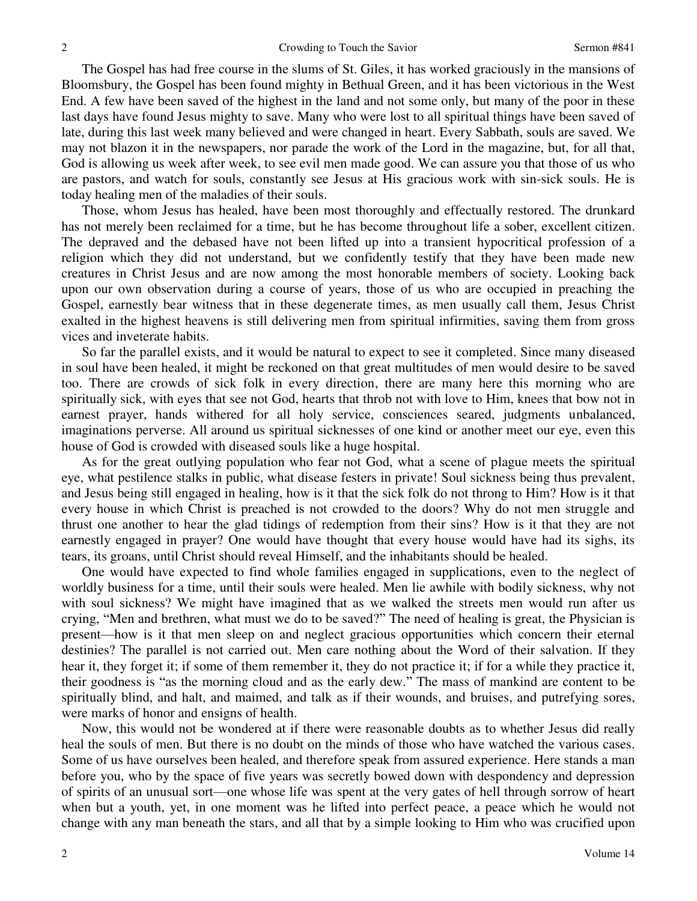The Gospel has had free course in the slums of St. Giles, it has worked graciously in the mansions of Bloomsbury, the Gospel has been found mighty in Bethual Green, and it has been victorious in the West End. A few have been saved of the highest in the land and not some only, but many of the poor in these last days have found Jesus mighty to save. Many who were lost to all spiritual things have been saved of late, during this last week many believed and were changed in heart. Every Sabbath, souls are saved. We may not blazon it in the newspapers, nor parade the work of the Lord in the magazine, but, for all that, God is allowing us week after week, to see evil men made good. We can assure you that those of us who are pastors, and watch for souls, constantly see Jesus at His gracious work with sin-sick souls. He is today healing men of the maladies of their souls.

Those, whom Jesus has healed, have been most thoroughly and effectually restored. The drunkard has not merely been reclaimed for a time, but he has become throughout life a sober, excellent citizen. The depraved and the debased have not been lifted up into a transient hypocritical profession of a religion which they did not understand, but we confidently testify that they have been made new creatures in Christ Jesus and are now among the most honorable members of society. Looking back upon our own observation during a course of years, those of us who are occupied in preaching the Gospel, earnestly bear witness that in these degenerate times, as men usually call them, Jesus Christ exalted in the highest heavens is still delivering men from spiritual infirmities, saving them from gross vices and inveterate habits.

So far the parallel exists, and it would be natural to expect to see it completed. Since many diseased in soul have been healed, it might be reckoned on that great multitudes of men would desire to be saved too. There are crowds of sick folk in every direction, there are many here this morning who are spiritually sick, with eyes that see not God, hearts that throb not with love to Him, knees that bow not in earnest prayer, hands withered for all holy service, consciences seared, judgments unbalanced, imaginations perverse. All around us spiritual sicknesses of one kind or another meet our eye, even this house of God is crowded with diseased souls like a huge hospital.

As for the great outlying population who fear not God, what a scene of plague meets the spiritual eye, what pestilence stalks in public, what disease festers in private! Soul sickness being thus prevalent, and Jesus being still engaged in healing, how is it that the sick folk do not throng to Him? How is it that every house in which Christ is preached is not crowded to the doors? Why do not men struggle and thrust one another to hear the glad tidings of redemption from their sins? How is it that they are not earnestly engaged in prayer? One would have thought that every house would have had its sighs, its tears, its groans, until Christ should reveal Himself, and the inhabitants should be healed.

One would have expected to find whole families engaged in supplications, even to the neglect of worldly business for a time, until their souls were healed. Men lie awhile with bodily sickness, why not with soul sickness? We might have imagined that as we walked the streets men would run after us crying, "Men and brethren, what must we do to be saved?" The need of healing is great, the Physician is present—how is it that men sleep on and neglect gracious opportunities which concern their eternal destinies? The parallel is not carried out. Men care nothing about the Word of their salvation. If they hear it, they forget it; if some of them remember it, they do not practice it; if for a while they practice it, their goodness is "as the morning cloud and as the early dew." The mass of mankind are content to be spiritually blind, and halt, and maimed, and talk as if their wounds, and bruises, and putrefying sores, were marks of honor and ensigns of health.

Now, this would not be wondered at if there were reasonable doubts as to whether Jesus did really heal the souls of men. But there is no doubt on the minds of those who have watched the various cases. Some of us have ourselves been healed, and therefore speak from assured experience. Here stands a man before you, who by the space of five years was secretly bowed down with despondency and depression of spirits of an unusual sort—one whose life was spent at the very gates of hell through sorrow of heart when but a youth, yet, in one moment was he lifted into perfect peace, a peace which he would not change with any man beneath the stars, and all that by a simple looking to Him who was crucified upon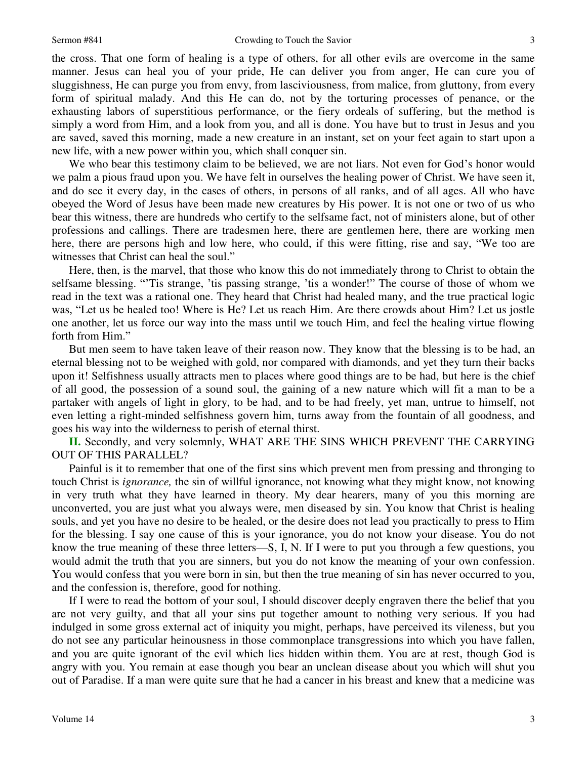the cross. That one form of healing is a type of others, for all other evils are overcome in the same manner. Jesus can heal you of your pride, He can deliver you from anger, He can cure you of sluggishness, He can purge you from envy, from lasciviousness, from malice, from gluttony, from every form of spiritual malady. And this He can do, not by the torturing processes of penance, or the exhausting labors of superstitious performance, or the fiery ordeals of suffering, but the method is simply a word from Him, and a look from you, and all is done. You have but to trust in Jesus and you are saved, saved this morning, made a new creature in an instant, set on your feet again to start upon a new life, with a new power within you, which shall conquer sin.

We who bear this testimony claim to be believed, we are not liars. Not even for God's honor would we palm a pious fraud upon you. We have felt in ourselves the healing power of Christ. We have seen it, and do see it every day, in the cases of others, in persons of all ranks, and of all ages. All who have obeyed the Word of Jesus have been made new creatures by His power. It is not one or two of us who bear this witness, there are hundreds who certify to the selfsame fact, not of ministers alone, but of other professions and callings. There are tradesmen here, there are gentlemen here, there are working men here, there are persons high and low here, who could, if this were fitting, rise and say, "We too are witnesses that Christ can heal the soul."

Here, then, is the marvel, that those who know this do not immediately throng to Christ to obtain the selfsame blessing. "'Tis strange, 'tis passing strange, 'tis a wonder!" The course of those of whom we read in the text was a rational one. They heard that Christ had healed many, and the true practical logic was, "Let us be healed too! Where is He? Let us reach Him. Are there crowds about Him? Let us jostle one another, let us force our way into the mass until we touch Him, and feel the healing virtue flowing forth from Him."

But men seem to have taken leave of their reason now. They know that the blessing is to be had, an eternal blessing not to be weighed with gold, nor compared with diamonds, and yet they turn their backs upon it! Selfishness usually attracts men to places where good things are to be had, but here is the chief of all good, the possession of a sound soul, the gaining of a new nature which will fit a man to be a partaker with angels of light in glory, to be had, and to be had freely, yet man, untrue to himself, not even letting a right-minded selfishness govern him, turns away from the fountain of all goodness, and goes his way into the wilderness to perish of eternal thirst.

**II.** Secondly, and very solemnly, WHAT ARE THE SINS WHICH PREVENT THE CARRYING OUT OF THIS PARALLEL?

Painful is it to remember that one of the first sins which prevent men from pressing and thronging to touch Christ is *ignorance,* the sin of willful ignorance, not knowing what they might know, not knowing in very truth what they have learned in theory. My dear hearers, many of you this morning are unconverted, you are just what you always were, men diseased by sin. You know that Christ is healing souls, and yet you have no desire to be healed, or the desire does not lead you practically to press to Him for the blessing. I say one cause of this is your ignorance, you do not know your disease. You do not know the true meaning of these three letters—S, I, N. If I were to put you through a few questions, you would admit the truth that you are sinners, but you do not know the meaning of your own confession. You would confess that you were born in sin, but then the true meaning of sin has never occurred to you, and the confession is, therefore, good for nothing.

If I were to read the bottom of your soul, I should discover deeply engraven there the belief that you are not very guilty, and that all your sins put together amount to nothing very serious. If you had indulged in some gross external act of iniquity you might, perhaps, have perceived its vileness, but you do not see any particular heinousness in those commonplace transgressions into which you have fallen, and you are quite ignorant of the evil which lies hidden within them. You are at rest, though God is angry with you. You remain at ease though you bear an unclean disease about you which will shut you out of Paradise. If a man were quite sure that he had a cancer in his breast and knew that a medicine was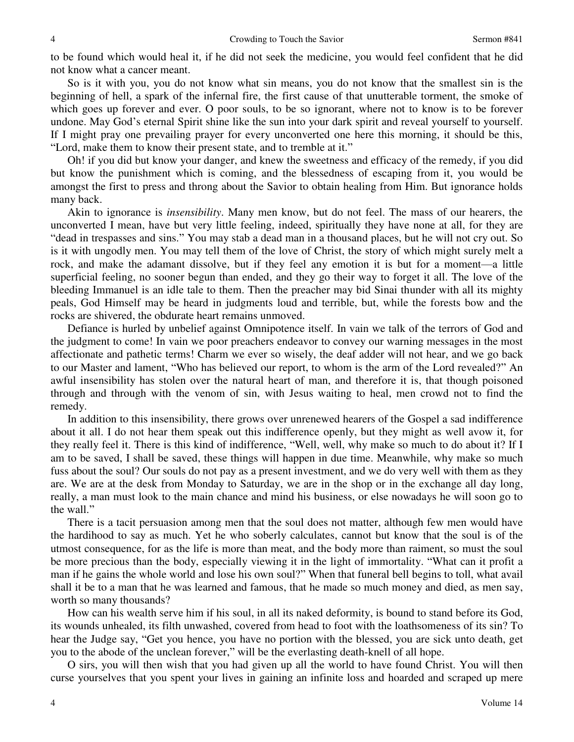to be found which would heal it, if he did not seek the medicine, you would feel confident that he did not know what a cancer meant.

So is it with you, you do not know what sin means, you do not know that the smallest sin is the beginning of hell, a spark of the infernal fire, the first cause of that unutterable torment, the smoke of which goes up forever and ever. O poor souls, to be so ignorant, where not to know is to be forever undone. May God's eternal Spirit shine like the sun into your dark spirit and reveal yourself to yourself. If I might pray one prevailing prayer for every unconverted one here this morning, it should be this, "Lord, make them to know their present state, and to tremble at it."

Oh! if you did but know your danger, and knew the sweetness and efficacy of the remedy, if you did but know the punishment which is coming, and the blessedness of escaping from it, you would be amongst the first to press and throng about the Savior to obtain healing from Him. But ignorance holds many back.

Akin to ignorance is *insensibility*. Many men know, but do not feel. The mass of our hearers, the unconverted I mean, have but very little feeling, indeed, spiritually they have none at all, for they are "dead in trespasses and sins." You may stab a dead man in a thousand places, but he will not cry out. So is it with ungodly men. You may tell them of the love of Christ, the story of which might surely melt a rock, and make the adamant dissolve, but if they feel any emotion it is but for a moment—a little superficial feeling, no sooner begun than ended, and they go their way to forget it all. The love of the bleeding Immanuel is an idle tale to them. Then the preacher may bid Sinai thunder with all its mighty peals, God Himself may be heard in judgments loud and terrible, but, while the forests bow and the rocks are shivered, the obdurate heart remains unmoved.

Defiance is hurled by unbelief against Omnipotence itself. In vain we talk of the terrors of God and the judgment to come! In vain we poor preachers endeavor to convey our warning messages in the most affectionate and pathetic terms! Charm we ever so wisely, the deaf adder will not hear, and we go back to our Master and lament, "Who has believed our report, to whom is the arm of the Lord revealed?" An awful insensibility has stolen over the natural heart of man, and therefore it is, that though poisoned through and through with the venom of sin, with Jesus waiting to heal, men crowd not to find the remedy.

In addition to this insensibility, there grows over unrenewed hearers of the Gospel a sad indifference about it all. I do not hear them speak out this indifference openly, but they might as well avow it, for they really feel it. There is this kind of indifference, "Well, well, why make so much to do about it? If I am to be saved, I shall be saved, these things will happen in due time. Meanwhile, why make so much fuss about the soul? Our souls do not pay as a present investment, and we do very well with them as they are. We are at the desk from Monday to Saturday, we are in the shop or in the exchange all day long, really, a man must look to the main chance and mind his business, or else nowadays he will soon go to the wall."

There is a tacit persuasion among men that the soul does not matter, although few men would have the hardihood to say as much. Yet he who soberly calculates, cannot but know that the soul is of the utmost consequence, for as the life is more than meat, and the body more than raiment, so must the soul be more precious than the body, especially viewing it in the light of immortality. "What can it profit a man if he gains the whole world and lose his own soul?" When that funeral bell begins to toll, what avail shall it be to a man that he was learned and famous, that he made so much money and died, as men say, worth so many thousands?

How can his wealth serve him if his soul, in all its naked deformity, is bound to stand before its God, its wounds unhealed, its filth unwashed, covered from head to foot with the loathsomeness of its sin? To hear the Judge say, "Get you hence, you have no portion with the blessed, you are sick unto death, get you to the abode of the unclean forever," will be the everlasting death-knell of all hope.

O sirs, you will then wish that you had given up all the world to have found Christ. You will then curse yourselves that you spent your lives in gaining an infinite loss and hoarded and scraped up mere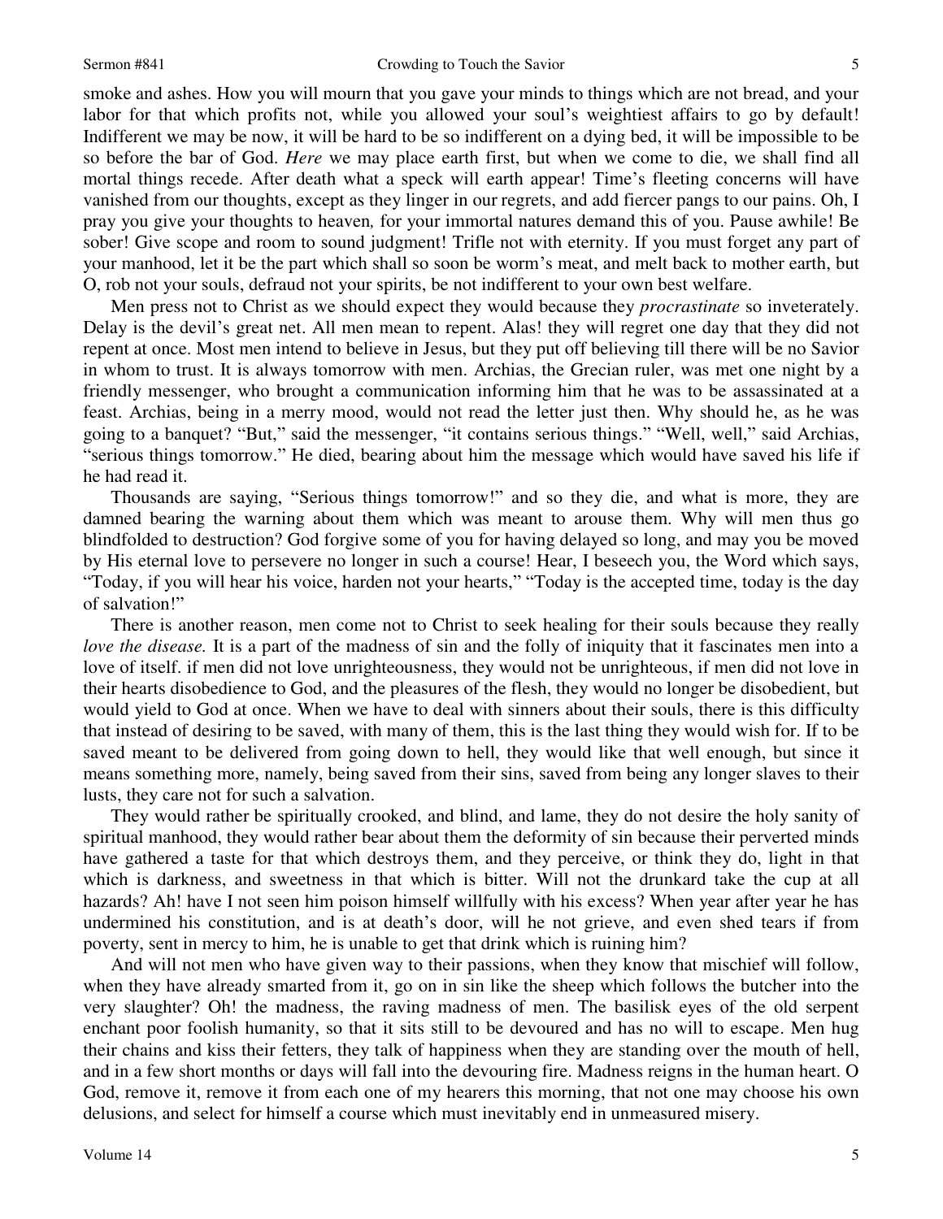smoke and ashes. How you will mourn that you gave your minds to things which are not bread, and your labor for that which profits not, while you allowed your soul's weightiest affairs to go by default! Indifferent we may be now, it will be hard to be so indifferent on a dying bed, it will be impossible to be so before the bar of God. *Here* we may place earth first, but when we come to die, we shall find all mortal things recede. After death what a speck will earth appear! Time's fleeting concerns will have vanished from our thoughts, except as they linger in our regrets, and add fiercer pangs to our pains. Oh, I pray you give your thoughts to heaven, for your immortal natures demand this of you. Pause awhile! Be sober! Give scope and room to sound judgment! Trifle not with eternity. If you must forget any part of your manhood, let it be the part which shall so soon be worm's meat, and melt back to mother earth, but O, rob not your souls, defraud not your spirits, be not indifferent to your own best welfare.

Men press not to Christ as we should expect they would because they *procrastinate* so inveterately. Delay is the devil's great net. All men mean to repent. Alas! they will regret one day that they did not repent at once. Most men intend to believe in Jesus, but they put off believing till there will be no Savior in whom to trust. It is always tomorrow with men. Archias, the Grecian ruler, was met one night by a friendly messenger, who brought a communication informing him that he was to be assassinated at a feast. Archias, being in a merry mood, would not read the letter just then. Why should he, as he was going to a banquet? "But," said the messenger, "it contains serious things." "Well, well," said Archias, "serious things tomorrow." He died, bearing about him the message which would have saved his life if he had read it.

Thousands are saying, "Serious things tomorrow!" and so they die, and what is more, they are damned bearing the warning about them which was meant to arouse them. Why will men thus go blindfolded to destruction? God forgive some of you for having delayed so long, and may you be moved by His eternal love to persevere no longer in such a course! Hear, I beseech you, the Word which says, "Today, if you will hear his voice, harden not your hearts," "Today is the accepted time, today is the day of salvation!"

There is another reason, men come not to Christ to seek healing for their souls because they really *love the disease.* It is a part of the madness of sin and the folly of iniquity that it fascinates men into a love of itself. if men did not love unrighteousness, they would not be unrighteous, if men did not love in their hearts disobedience to God, and the pleasures of the flesh, they would no longer be disobedient, but would yield to God at once. When we have to deal with sinners about their souls, there is this difficulty that instead of desiring to be saved, with many of them, this is the last thing they would wish for. If to be saved meant to be delivered from going down to hell, they would like that well enough, but since it means something more, namely, being saved from their sins, saved from being any longer slaves to their lusts, they care not for such a salvation.

They would rather be spiritually crooked, and blind, and lame, they do not desire the holy sanity of spiritual manhood, they would rather bear about them the deformity of sin because their perverted minds have gathered a taste for that which destroys them, and they perceive, or think they do, light in that which is darkness, and sweetness in that which is bitter. Will not the drunkard take the cup at all hazards? Ah! have I not seen him poison himself willfully with his excess? When year after year he has undermined his constitution, and is at death's door, will he not grieve, and even shed tears if from poverty, sent in mercy to him, he is unable to get that drink which is ruining him?

And will not men who have given way to their passions, when they know that mischief will follow, when they have already smarted from it, go on in sin like the sheep which follows the butcher into the very slaughter? Oh! the madness, the raving madness of men. The basilisk eyes of the old serpent enchant poor foolish humanity, so that it sits still to be devoured and has no will to escape. Men hug their chains and kiss their fetters, they talk of happiness when they are standing over the mouth of hell, and in a few short months or days will fall into the devouring fire. Madness reigns in the human heart. O God, remove it, remove it from each one of my hearers this morning, that not one may choose his own delusions, and select for himself a course which must inevitably end in unmeasured misery.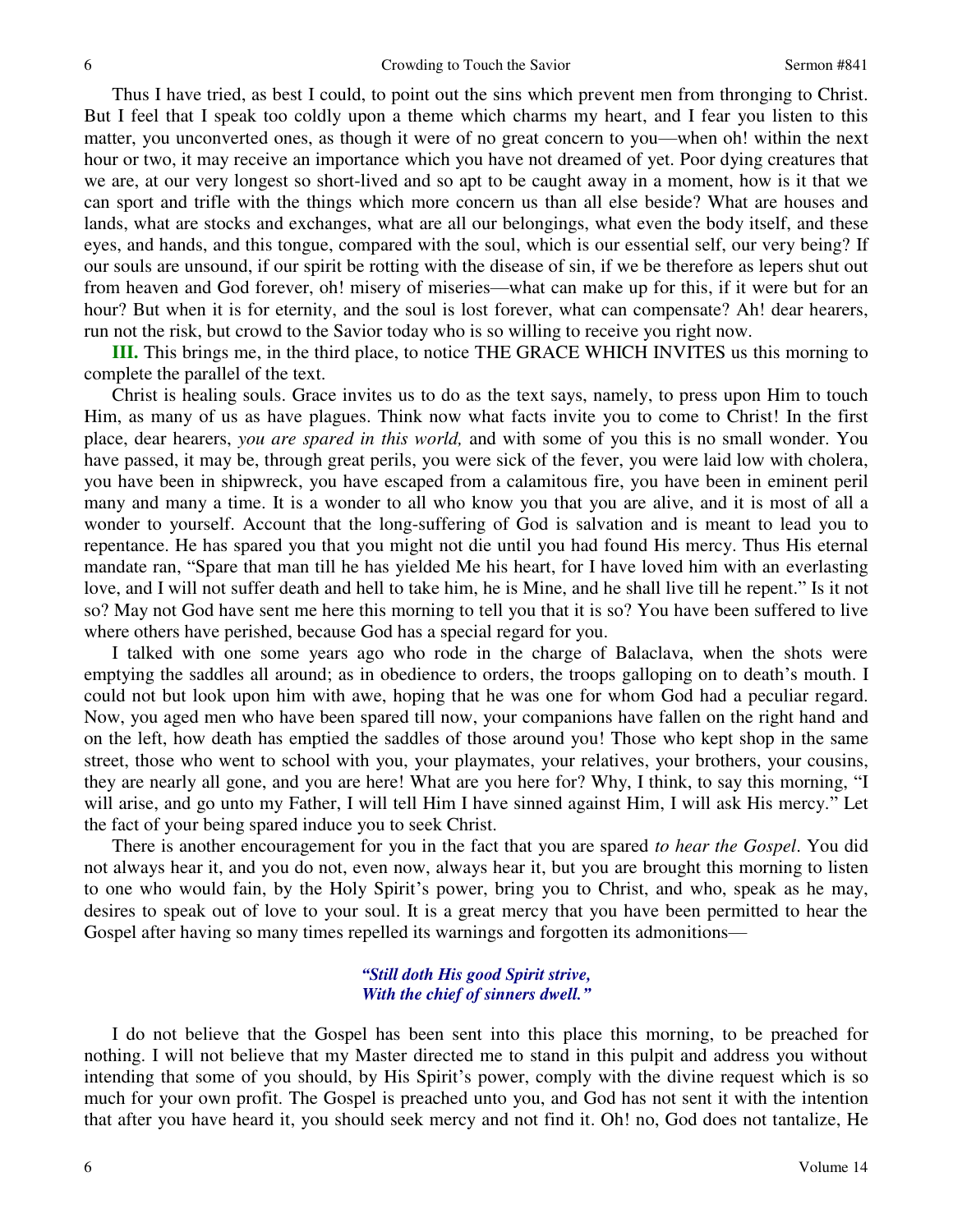Thus I have tried, as best I could, to point out the sins which prevent men from thronging to Christ. But I feel that I speak too coldly upon a theme which charms my heart, and I fear you listen to this matter, you unconverted ones, as though it were of no great concern to you—when oh! within the next hour or two, it may receive an importance which you have not dreamed of yet. Poor dying creatures that we are, at our very longest so short-lived and so apt to be caught away in a moment, how is it that we can sport and trifle with the things which more concern us than all else beside? What are houses and lands, what are stocks and exchanges, what are all our belongings, what even the body itself, and these eyes, and hands, and this tongue, compared with the soul, which is our essential self, our very being? If our souls are unsound, if our spirit be rotting with the disease of sin, if we be therefore as lepers shut out from heaven and God forever, oh! misery of miseries—what can make up for this, if it were but for an hour? But when it is for eternity, and the soul is lost forever, what can compensate? Ah! dear hearers, run not the risk, but crowd to the Savior today who is so willing to receive you right now.

**III.** This brings me, in the third place, to notice THE GRACE WHICH INVITES us this morning to complete the parallel of the text.

Christ is healing souls. Grace invites us to do as the text says, namely, to press upon Him to touch Him, as many of us as have plagues. Think now what facts invite you to come to Christ! In the first place, dear hearers, *you are spared in this world,* and with some of you this is no small wonder. You have passed, it may be, through great perils, you were sick of the fever, you were laid low with cholera, you have been in shipwreck, you have escaped from a calamitous fire, you have been in eminent peril many and many a time. It is a wonder to all who know you that you are alive, and it is most of all a wonder to yourself. Account that the long-suffering of God is salvation and is meant to lead you to repentance. He has spared you that you might not die until you had found His mercy. Thus His eternal mandate ran, "Spare that man till he has yielded Me his heart, for I have loved him with an everlasting love, and I will not suffer death and hell to take him, he is Mine, and he shall live till he repent." Is it not so? May not God have sent me here this morning to tell you that it is so? You have been suffered to live where others have perished, because God has a special regard for you.

I talked with one some years ago who rode in the charge of Balaclava, when the shots were emptying the saddles all around; as in obedience to orders, the troops galloping on to death's mouth. I could not but look upon him with awe, hoping that he was one for whom God had a peculiar regard. Now, you aged men who have been spared till now, your companions have fallen on the right hand and on the left, how death has emptied the saddles of those around you! Those who kept shop in the same street, those who went to school with you, your playmates, your relatives, your brothers, your cousins, they are nearly all gone, and you are here! What are you here for? Why, I think, to say this morning, "I will arise, and go unto my Father, I will tell Him I have sinned against Him, I will ask His mercy." Let the fact of your being spared induce you to seek Christ.

There is another encouragement for you in the fact that you are spared *to hear the Gospel*. You did not always hear it, and you do not, even now, always hear it, but you are brought this morning to listen to one who would fain, by the Holy Spirit's power, bring you to Christ, and who, speak as he may, desires to speak out of love to your soul. It is a great mercy that you have been permitted to hear the Gospel after having so many times repelled its warnings and forgotten its admonitions—

*"Still doth His good Spirit strive,*
*With the chief of sinners dwell."*

I do not believe that the Gospel has been sent into this place this morning, to be preached for nothing. I will not believe that my Master directed me to stand in this pulpit and address you without intending that some of you should, by His Spirit's power, comply with the divine request which is so much for your own profit. The Gospel is preached unto you, and God has not sent it with the intention that after you have heard it, you should seek mercy and not find it. Oh! no, God does not tantalize, He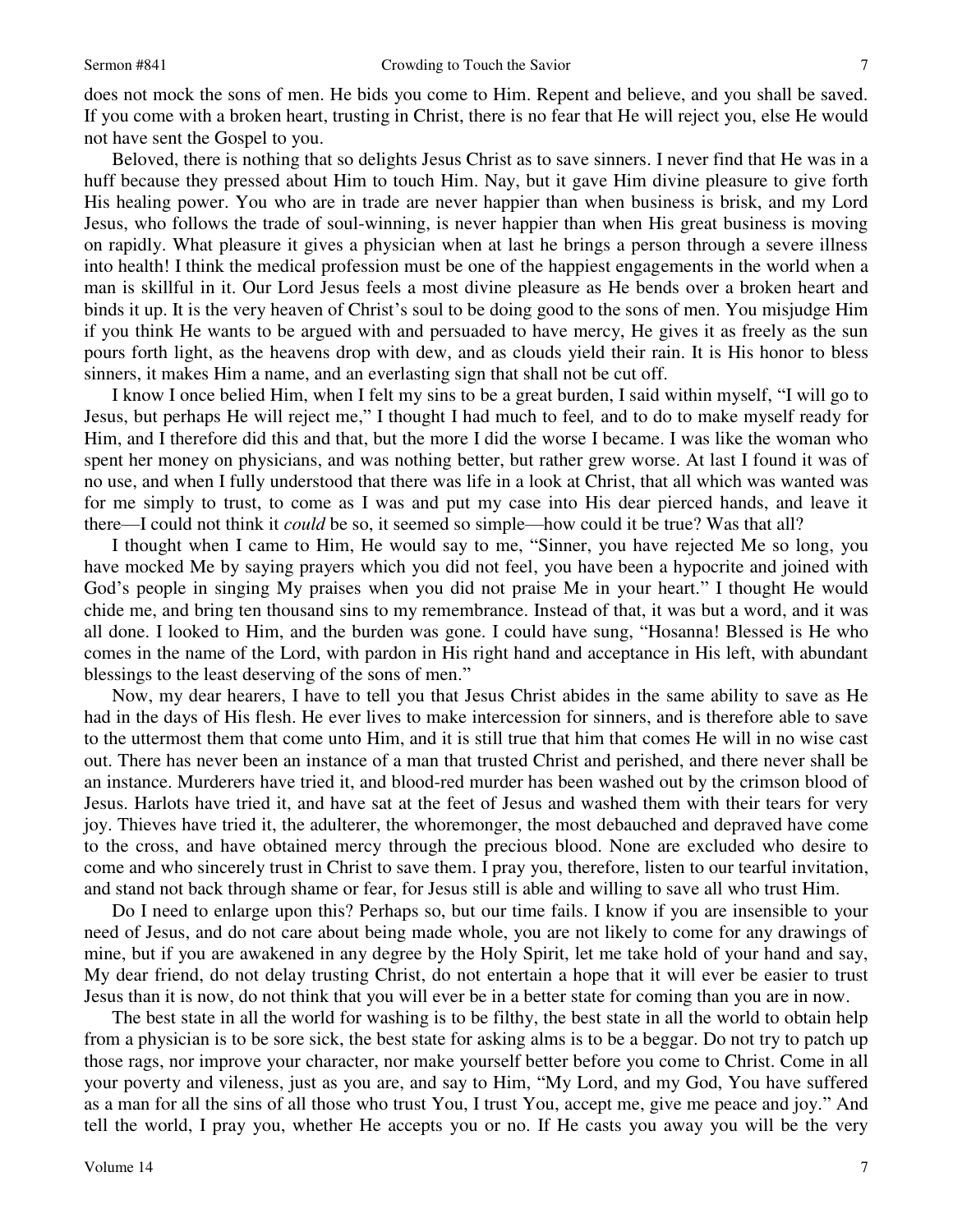does not mock the sons of men. He bids you come to Him. Repent and believe, and you shall be saved. If you come with a broken heart, trusting in Christ, there is no fear that He will reject you, else He would not have sent the Gospel to you.

Beloved, there is nothing that so delights Jesus Christ as to save sinners. I never find that He was in a huff because they pressed about Him to touch Him. Nay, but it gave Him divine pleasure to give forth His healing power. You who are in trade are never happier than when business is brisk, and my Lord Jesus, who follows the trade of soul-winning, is never happier than when His great business is moving on rapidly. What pleasure it gives a physician when at last he brings a person through a severe illness into health! I think the medical profession must be one of the happiest engagements in the world when a man is skillful in it. Our Lord Jesus feels a most divine pleasure as He bends over a broken heart and binds it up. It is the very heaven of Christ's soul to be doing good to the sons of men. You misjudge Him if you think He wants to be argued with and persuaded to have mercy, He gives it as freely as the sun pours forth light, as the heavens drop with dew, and as clouds yield their rain. It is His honor to bless sinners, it makes Him a name, and an everlasting sign that shall not be cut off.

I know I once belied Him, when I felt my sins to be a great burden, I said within myself, "I will go to Jesus, but perhaps He will reject me," I thought I had much to feel*,* and to do to make myself ready for Him, and I therefore did this and that, but the more I did the worse I became. I was like the woman who spent her money on physicians, and was nothing better, but rather grew worse. At last I found it was of no use, and when I fully understood that there was life in a look at Christ, that all which was wanted was for me simply to trust, to come as I was and put my case into His dear pierced hands, and leave it there—I could not think it *could* be so, it seemed so simple—how could it be true? Was that all?

I thought when I came to Him, He would say to me, "Sinner, you have rejected Me so long, you have mocked Me by saying prayers which you did not feel, you have been a hypocrite and joined with God's people in singing My praises when you did not praise Me in your heart." I thought He would chide me, and bring ten thousand sins to my remembrance. Instead of that, it was but a word, and it was all done. I looked to Him, and the burden was gone. I could have sung, "Hosanna! Blessed is He who comes in the name of the Lord, with pardon in His right hand and acceptance in His left, with abundant blessings to the least deserving of the sons of men."

Now, my dear hearers, I have to tell you that Jesus Christ abides in the same ability to save as He had in the days of His flesh. He ever lives to make intercession for sinners, and is therefore able to save to the uttermost them that come unto Him, and it is still true that him that comes He will in no wise cast out. There has never been an instance of a man that trusted Christ and perished, and there never shall be an instance. Murderers have tried it, and blood-red murder has been washed out by the crimson blood of Jesus. Harlots have tried it, and have sat at the feet of Jesus and washed them with their tears for very joy. Thieves have tried it, the adulterer, the whoremonger, the most debauched and depraved have come to the cross, and have obtained mercy through the precious blood. None are excluded who desire to come and who sincerely trust in Christ to save them. I pray you, therefore, listen to our tearful invitation, and stand not back through shame or fear, for Jesus still is able and willing to save all who trust Him.

Do I need to enlarge upon this? Perhaps so, but our time fails. I know if you are insensible to your need of Jesus, and do not care about being made whole, you are not likely to come for any drawings of mine, but if you are awakened in any degree by the Holy Spirit, let me take hold of your hand and say, My dear friend, do not delay trusting Christ, do not entertain a hope that it will ever be easier to trust Jesus than it is now, do not think that you will ever be in a better state for coming than you are in now.

The best state in all the world for washing is to be filthy, the best state in all the world to obtain help from a physician is to be sore sick, the best state for asking alms is to be a beggar. Do not try to patch up those rags, nor improve your character, nor make yourself better before you come to Christ. Come in all your poverty and vileness, just as you are, and say to Him, "My Lord, and my God, You have suffered as a man for all the sins of all those who trust You, I trust You, accept me, give me peace and joy." And tell the world, I pray you, whether He accepts you or no. If He casts you away you will be the very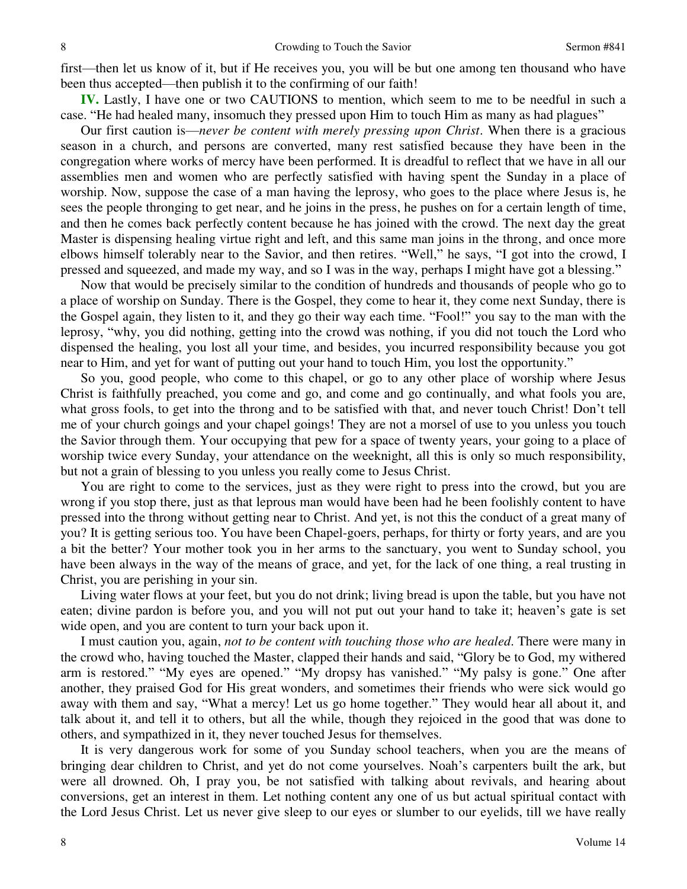first—then let us know of it, but if He receives you, you will be but one among ten thousand who have been thus accepted—then publish it to the confirming of our faith!

**IV.** Lastly, I have one or two CAUTIONS to mention, which seem to me to be needful in such a case. "He had healed many, insomuch they pressed upon Him to touch Him as many as had plagues"

Our first caution is—*never be content with merely pressing upon Christ*. When there is a gracious season in a church, and persons are converted, many rest satisfied because they have been in the congregation where works of mercy have been performed. It is dreadful to reflect that we have in all our assemblies men and women who are perfectly satisfied with having spent the Sunday in a place of worship. Now, suppose the case of a man having the leprosy, who goes to the place where Jesus is, he sees the people thronging to get near, and he joins in the press, he pushes on for a certain length of time, and then he comes back perfectly content because he has joined with the crowd. The next day the great Master is dispensing healing virtue right and left, and this same man joins in the throng, and once more elbows himself tolerably near to the Savior, and then retires. "Well," he says, "I got into the crowd, I pressed and squeezed, and made my way, and so I was in the way, perhaps I might have got a blessing."

Now that would be precisely similar to the condition of hundreds and thousands of people who go to a place of worship on Sunday. There is the Gospel, they come to hear it, they come next Sunday, there is the Gospel again, they listen to it, and they go their way each time. "Fool!" you say to the man with the leprosy, "why, you did nothing, getting into the crowd was nothing, if you did not touch the Lord who dispensed the healing, you lost all your time, and besides, you incurred responsibility because you got near to Him, and yet for want of putting out your hand to touch Him, you lost the opportunity."

So you, good people, who come to this chapel, or go to any other place of worship where Jesus Christ is faithfully preached, you come and go, and come and go continually, and what fools you are, what gross fools, to get into the throng and to be satisfied with that, and never touch Christ! Don't tell me of your church goings and your chapel goings! They are not a morsel of use to you unless you touch the Savior through them. Your occupying that pew for a space of twenty years, your going to a place of worship twice every Sunday, your attendance on the weeknight, all this is only so much responsibility, but not a grain of blessing to you unless you really come to Jesus Christ.

You are right to come to the services, just as they were right to press into the crowd, but you are wrong if you stop there, just as that leprous man would have been had he been foolishly content to have pressed into the throng without getting near to Christ. And yet, is not this the conduct of a great many of you? It is getting serious too. You have been Chapel-goers, perhaps, for thirty or forty years, and are you a bit the better? Your mother took you in her arms to the sanctuary, you went to Sunday school, you have been always in the way of the means of grace, and yet, for the lack of one thing, a real trusting in Christ, you are perishing in your sin.

Living water flows at your feet, but you do not drink; living bread is upon the table, but you have not eaten; divine pardon is before you, and you will not put out your hand to take it; heaven's gate is set wide open, and you are content to turn your back upon it.

I must caution you, again, *not to be content with touching those who are healed*. There were many in the crowd who, having touched the Master, clapped their hands and said, "Glory be to God, my withered arm is restored." "My eyes are opened." "My dropsy has vanished." "My palsy is gone." One after another, they praised God for His great wonders, and sometimes their friends who were sick would go away with them and say, "What a mercy! Let us go home together." They would hear all about it, and talk about it, and tell it to others, but all the while, though they rejoiced in the good that was done to others, and sympathized in it, they never touched Jesus for themselves.

It is very dangerous work for some of you Sunday school teachers, when you are the means of bringing dear children to Christ, and yet do not come yourselves. Noah's carpenters built the ark, but were all drowned. Oh, I pray you, be not satisfied with talking about revivals, and hearing about conversions, get an interest in them. Let nothing content any one of us but actual spiritual contact with the Lord Jesus Christ. Let us never give sleep to our eyes or slumber to our eyelids, till we have really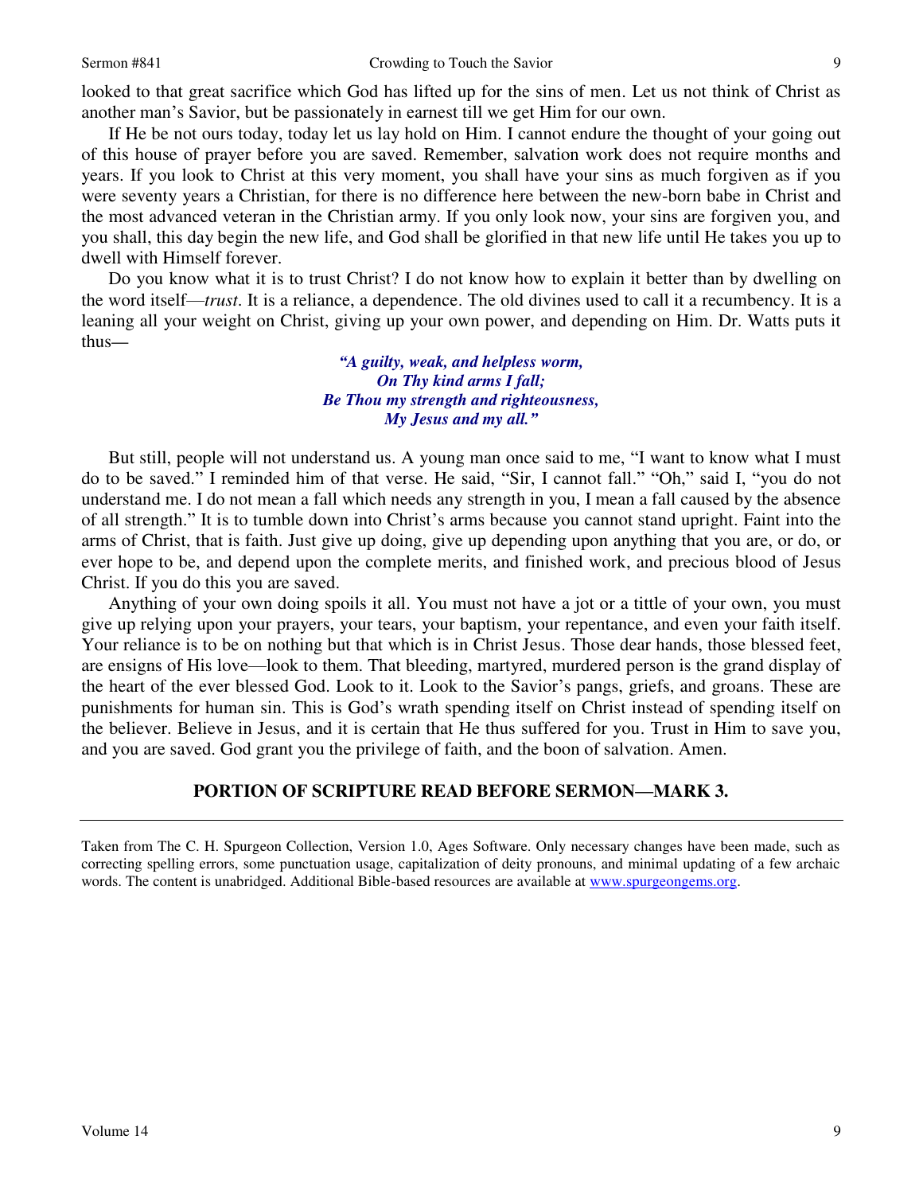looked to that great sacrifice which God has lifted up for the sins of men. Let us not think of Christ as another man's Savior, but be passionately in earnest till we get Him for our own.

If He be not ours today, today let us lay hold on Him. I cannot endure the thought of your going out of this house of prayer before you are saved. Remember, salvation work does not require months and years. If you look to Christ at this very moment, you shall have your sins as much forgiven as if you were seventy years a Christian, for there is no difference here between the new-born babe in Christ and the most advanced veteran in the Christian army. If you only look now, your sins are forgiven you, and you shall, this day begin the new life, and God shall be glorified in that new life until He takes you up to dwell with Himself forever.

Do you know what it is to trust Christ? I do not know how to explain it better than by dwelling on the word itself—*trust*. It is a reliance, a dependence. The old divines used to call it a recumbency. It is a leaning all your weight on Christ, giving up your own power, and depending on Him. Dr. Watts puts it thus—

> ***"A guilty, weak, and helpless worm,***
> ***On Thy kind arms I fall;***
> ***Be Thou my strength and righteousness,***
> ***My Jesus and my all."***

But still, people will not understand us. A young man once said to me, "I want to know what I must do to be saved." I reminded him of that verse. He said, "Sir, I cannot fall." "Oh," said I, "you do not understand me. I do not mean a fall which needs any strength in you, I mean a fall caused by the absence of all strength." It is to tumble down into Christ's arms because you cannot stand upright. Faint into the arms of Christ, that is faith. Just give up doing, give up depending upon anything that you are, or do, or ever hope to be, and depend upon the complete merits, and finished work, and precious blood of Jesus Christ. If you do this you are saved.

Anything of your own doing spoils it all. You must not have a jot or a tittle of your own, you must give up relying upon your prayers, your tears, your baptism, your repentance, and even your faith itself. Your reliance is to be on nothing but that which is in Christ Jesus. Those dear hands, those blessed feet, are ensigns of His love—look to them. That bleeding, martyred, murdered person is the grand display of the heart of the ever blessed God. Look to it. Look to the Savior's pangs, griefs, and groans. These are punishments for human sin. This is God's wrath spending itself on Christ instead of spending itself on the believer. Believe in Jesus, and it is certain that He thus suffered for you. Trust in Him to save you, and you are saved. God grant you the privilege of faith, and the boon of salvation. Amen.

## PORTION OF SCRIPTURE READ BEFORE SERMON—MARK 3.

---

Taken from The C. H. Spurgeon Collection, Version 1.0, Ages Software. Only necessary changes have been made, such as correcting spelling errors, some punctuation usage, capitalization of deity pronouns, and minimal updating of a few archaic words. The content is unabridged. Additional Bible-based resources are available at www.spurgeongems.org.